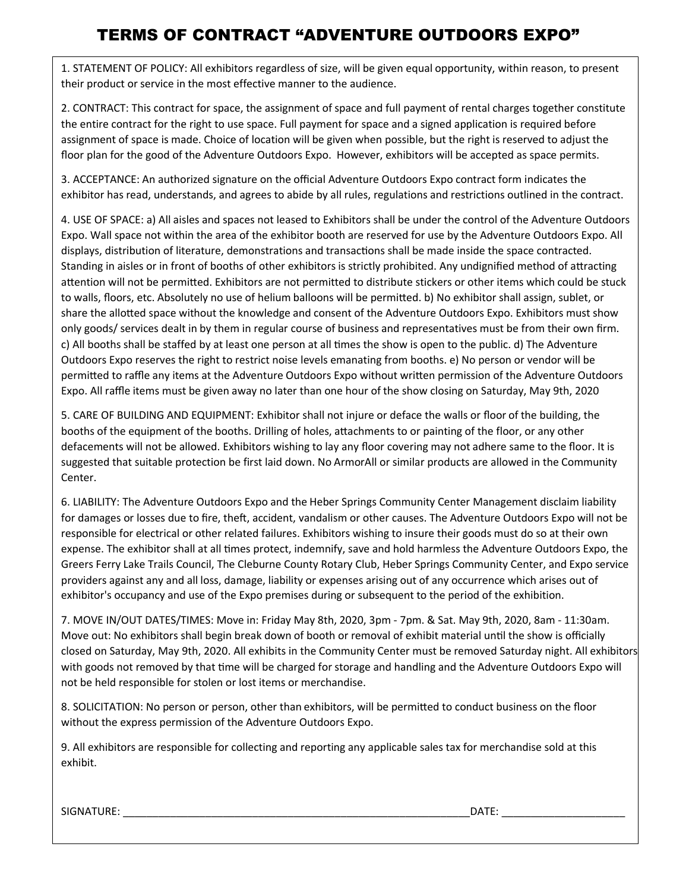# TERMS OF CONTRACT "ADVENTURE OUTDOORS EXPO"

1. STATEMENT OF POLICY: All exhibitors regardless of size, will be given equal opportunity, within reason, to present their product or service in the most effective manner to the audience.

2. CONTRACT: This contract for space, the assignment of space and full payment of rental charges together constitute the entire contract for the right to use space. Full payment for space and a signed application is required before assignment of space is made. Choice of location will be given when possible, but the right is reserved to adjust the floor plan for the good of the Adventure Outdoors Expo. However, exhibitors will be accepted as space permits.

3. ACCEPTANCE: An authorized signature on the official Adventure Outdoors Expo contract form indicates the exhibitor has read, understands, and agrees to abide by all rules, regulations and restrictions outlined in the contract.

4. USE OF SPACE: a) All aisles and spaces not leased to Exhibitors shall be under the control of the Adventure Outdoors Expo. Wall space not within the area of the exhibitor booth are reserved for use by the Adventure Outdoors Expo. All displays, distribution of literature, demonstrations and transactions shall be made inside the space contracted. Standing in aisles or in front of booths of other exhibitors is strictly prohibited. Any undignified method of attracting attention will not be permitted. Exhibitors are not permitted to distribute stickers or other items which could be stuck to walls, floors, etc. Absolutely no use of helium balloons will be permitted. b) No exhibitor shall assign, sublet, or share the allotted space without the knowledge and consent of the Adventure Outdoors Expo. Exhibitors must show only goods/ services dealt in by them in regular course of business and representatives must be from their own firm. c) All booths shall be staffed by at least one person at all times the show is open to the public. d) The Adventure Outdoors Expo reserves the right to restrict noise levels emanating from booths. e) No person or vendor will be permitted to raffle any items at the Adventure Outdoors Expo without written permission of the Adventure Outdoors Expo. All raffle items must be given away no later than one hour of the show closing on Saturday, May 9th, 2020

5. CARE OF BUILDING AND EQUIPMENT: Exhibitor shall not injure or deface the walls or floor of the building, the booths of the equipment of the booths. Drilling of holes, attachments to or painting of the floor, or any other defacements will not be allowed. Exhibitors wishing to lay any floor covering may not adhere same to the floor. It is suggested that suitable protection be first laid down. No ArmorAll or similar products are allowed in the Community Center.

6. LIABILITY: The Adventure Outdoors Expo and the Heber Springs Community Center Management disclaim liability for damages or losses due to fire, theft, accident, vandalism or other causes. The Adventure Outdoors Expo will not be responsible for electrical or other related failures. Exhibitors wishing to insure their goods must do so at their own expense. The exhibitor shall at all times protect, indemnify, save and hold harmless the Adventure Outdoors Expo, the Greers Ferry Lake Trails Council, The Cleburne County Rotary Club, Heber Springs Community Center, and Expo service providers against any and all loss, damage, liability or expenses arising out of any occurrence which arises out of exhibitor's occupancy and use of the Expo premises during or subsequent to the period of the exhibition.

7. MOVE IN/OUT DATES/TIMES: Move in: Friday May 8th, 2020, 3pm - 7pm. & Sat. May 9th, 2020, 8am - 11:30am. Move out: No exhibitors shall begin break down of booth or removal of exhibit material until the show is officially closed on Saturday, May 9th, 2020. All exhibits in the Community Center must be removed Saturday night. All exhibitors with goods not removed by that time will be charged for storage and handling and the Adventure Outdoors Expo will not be held responsible for stolen or lost items or merchandise.

8. SOLICITATION: No person or person, other than exhibitors, will be permitted to conduct business on the floor without the express permission of the Adventure Outdoors Expo.

9. All exhibitors are responsible for collecting and reporting any applicable sales tax for merchandise sold at this exhibit.

SIGNATURE: ______________________________________________________________DATE: _____________________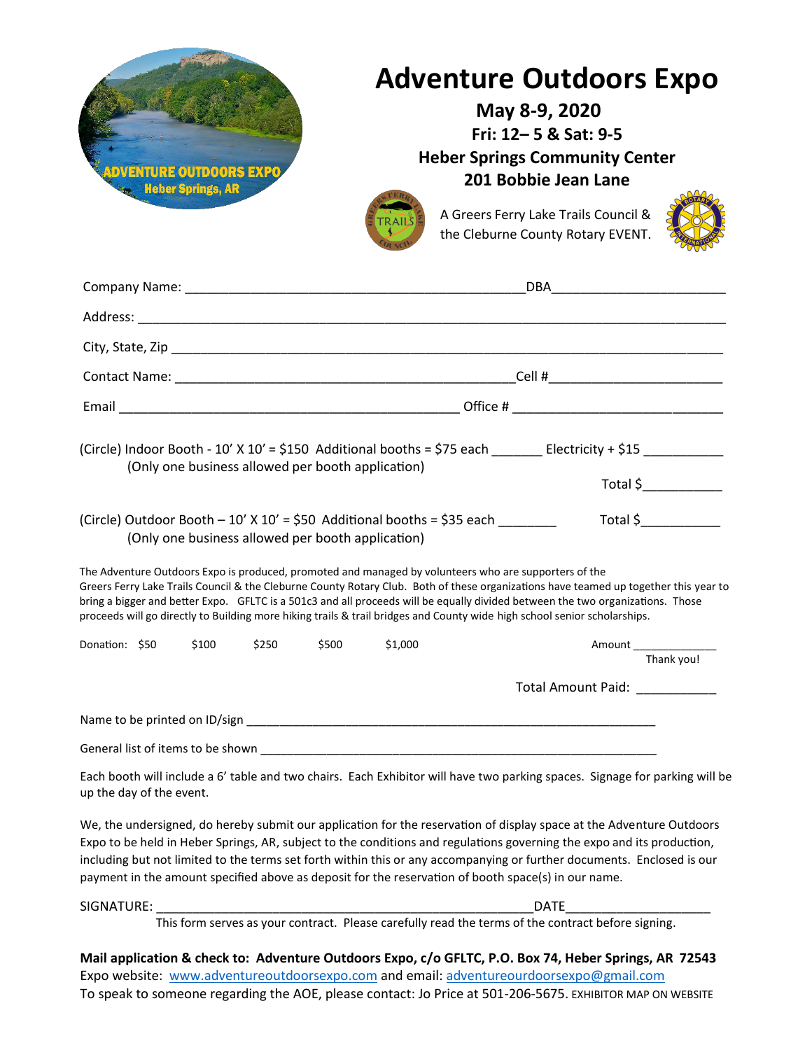ADVENTURE OUTDOORS EXPO
Heber Springs, AR

# Adventure Outdoors Expo

**May 8-9, 2020**
**Fri: 12– 5 & Sat: 9-5**
**Heber Springs Community Center**
**201 Bobbie Jean Lane**

A Greers Ferry Lake Trails Council & the Cleburne County Rotary EVENT.

Company Name: _______________________________________________DBA________________________

Address: ________________________________________________________________________________

City, State, Zip ___________________________________________________________________________

Contact Name: _______________________________________________Cell #________________________

Email _______________________________________________ Office # ____________________________

(Circle) Indoor Booth - 10' X 10' = $150 Additional booths = $75 each _______ Electricity + $15 ___________
(Only one business allowed per booth application)

Total $___________

(Circle) Outdoor Booth – 10' X 10' = $50 Additional booths = $35 each ________ Total $___________
(Only one business allowed per booth application)

The Adventure Outdoors Expo is produced, promoted and managed by volunteers who are supporters of the Greers Ferry Lake Trails Council & the Cleburne County Rotary Club. Both of these organizations have teamed up together this year to bring a bigger and better Expo. GFLTC is a 501c3 and all proceeds will be equally divided between the two organizations. Those proceeds will go directly to Building more hiking trails & trail bridges and County wide high school senior scholarships.

Donation: $50 $100 $250 $500 $1,000 Amount _____________
Thank you!

Total Amount Paid: ___________

Name to be printed on ID/sign ________________________________________________________________

General list of items to be shown _____________________________________________________________

Each booth will include a 6' table and two chairs. Each Exhibitor will have two parking spaces. Signage for parking will be up the day of the event.

We, the undersigned, do hereby submit our application for the reservation of display space at the Adventure Outdoors Expo to be held in Heber Springs, AR, subject to the conditions and regulations governing the expo and its production, including but not limited to the terms set forth within this or any accompanying or further documents. Enclosed is our payment in the amount specified above as deposit for the reservation of booth space(s) in our name.

SIGNATURE: ______________________________________________________DATE____________________
This form serves as your contract. Please carefully read the terms of the contract before signing.

**Mail application & check to: Adventure Outdoors Expo, c/o GFLTC, P.O. Box 74, Heber Springs, AR 72543**
Expo website: www.adventureoutdoorsexpo.com and email: adventureourdoorsexpo@gmail.com
To speak to someone regarding the AOE, please contact: Jo Price at 501-206-5675. EXHIBITOR MAP ON WEBSITE